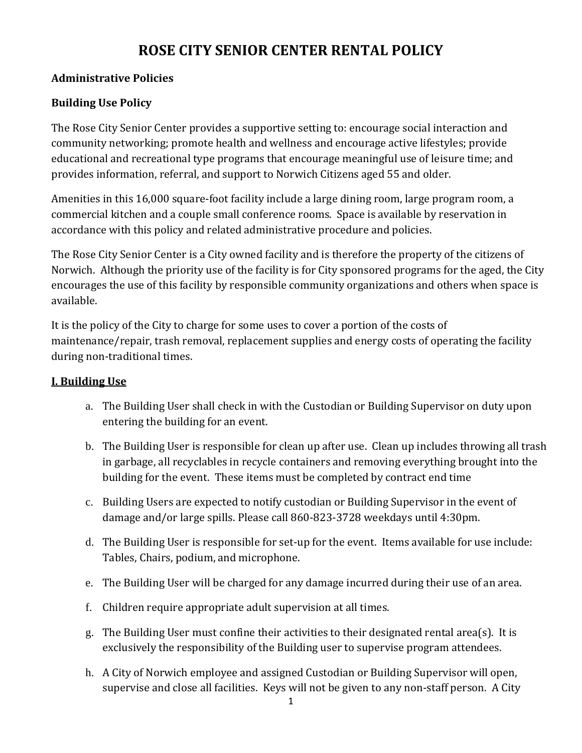# ROSE CITY SENIOR CENTER RENTAL POLICY

**Administrative Policies**

**Building Use Policy**

The Rose City Senior Center provides a supportive setting to: encourage social interaction and community networking; promote health and wellness and encourage active lifestyles; provide educational and recreational type programs that encourage meaningful use of leisure time; and provides information, referral, and support to Norwich Citizens aged 55 and older.

Amenities in this 16,000 square-foot facility include a large dining room, large program room, a commercial kitchen and a couple small conference rooms. Space is available by reservation in accordance with this policy and related administrative procedure and policies.

The Rose City Senior Center is a City owned facility and is therefore the property of the citizens of Norwich. Although the priority use of the facility is for City sponsored programs for the aged, the City encourages the use of this facility by responsible community organizations and others when space is available.

It is the policy of the City to charge for some uses to cover a portion of the costs of maintenance/repair, trash removal, replacement supplies and energy costs of operating the facility during non-traditional times.

## I. Building Use

a. The Building User shall check in with the Custodian or Building Supervisor on duty upon entering the building for an event.

b. The Building User is responsible for clean up after use. Clean up includes throwing all trash in garbage, all recyclables in recycle containers and removing everything brought into the building for the event. These items must be completed by contract end time

c. Building Users are expected to notify custodian or Building Supervisor in the event of damage and/or large spills. Please call 860-823-3728 weekdays until 4:30pm.

d. The Building User is responsible for set-up for the event. Items available for use include: Tables, Chairs, podium, and microphone.

e. The Building User will be charged for any damage incurred during their use of an area.

f. Children require appropriate adult supervision at all times.

g. The Building User must confine their activities to their designated rental area(s). It is exclusively the responsibility of the Building user to supervise program attendees.

h. A City of Norwich employee and assigned Custodian or Building Supervisor will open, supervise and close all facilities. Keys will not be given to any non-staff person. A City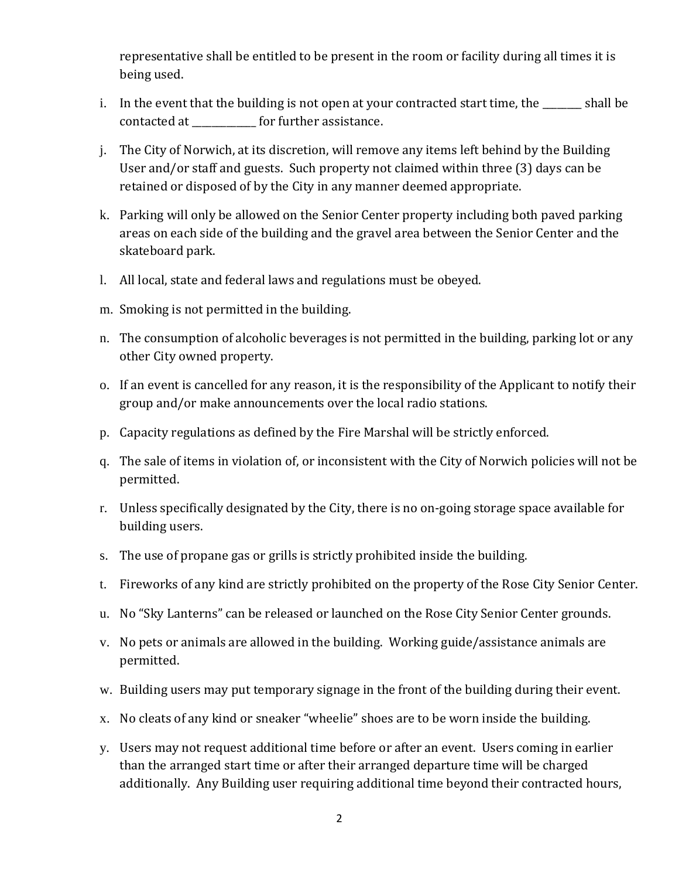representative shall be entitled to be present in the room or facility during all times it is being used.

i. In the event that the building is not open at your contracted start time, the ________ shall be contacted at _____________ for further assistance.

j. The City of Norwich, at its discretion, will remove any items left behind by the Building User and/or staff and guests. Such property not claimed within three (3) days can be retained or disposed of by the City in any manner deemed appropriate.

k. Parking will only be allowed on the Senior Center property including both paved parking areas on each side of the building and the gravel area between the Senior Center and the skateboard park.

l. All local, state and federal laws and regulations must be obeyed.

m. Smoking is not permitted in the building.

n. The consumption of alcoholic beverages is not permitted in the building, parking lot or any other City owned property.

o. If an event is cancelled for any reason, it is the responsibility of the Applicant to notify their group and/or make announcements over the local radio stations.

p. Capacity regulations as defined by the Fire Marshal will be strictly enforced.

q. The sale of items in violation of, or inconsistent with the City of Norwich policies will not be permitted.

r. Unless specifically designated by the City, there is no on-going storage space available for building users.

s. The use of propane gas or grills is strictly prohibited inside the building.

t. Fireworks of any kind are strictly prohibited on the property of the Rose City Senior Center.

u. No "Sky Lanterns" can be released or launched on the Rose City Senior Center grounds.

v. No pets or animals are allowed in the building. Working guide/assistance animals are permitted.

w. Building users may put temporary signage in the front of the building during their event.

x. No cleats of any kind or sneaker "wheelie" shoes are to be worn inside the building.

y. Users may not request additional time before or after an event. Users coming in earlier than the arranged start time or after their arranged departure time will be charged additionally. Any Building user requiring additional time beyond their contracted hours,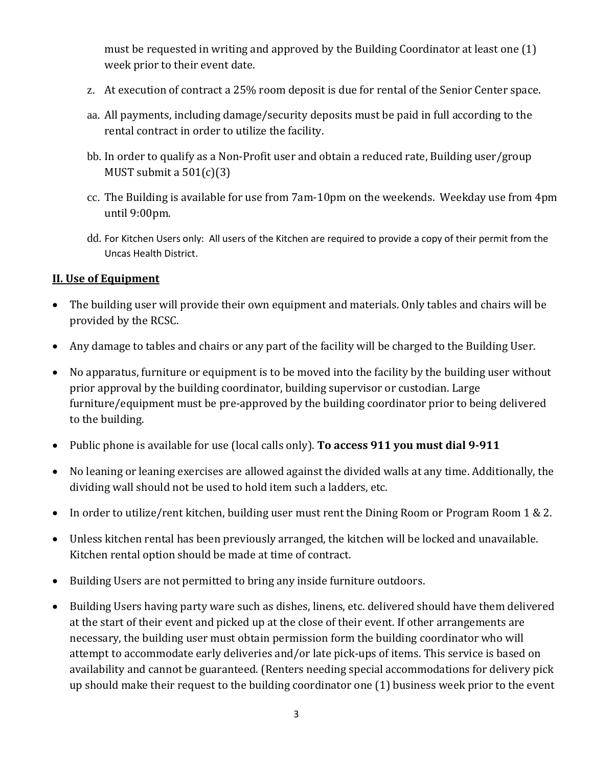must be requested in writing and approved by the Building Coordinator at least one (1) week prior to their event date.

z. At execution of contract a 25% room deposit is due for rental of the Senior Center space.

aa. All payments, including damage/security deposits must be paid in full according to the rental contract in order to utilize the facility.

bb. In order to qualify as a Non-Profit user and obtain a reduced rate, Building user/group MUST submit a 501(c)(3)

cc. The Building is available for use from 7am-10pm on the weekends. Weekday use from 4pm until 9:00pm.

dd. For Kitchen Users only: All users of the Kitchen are required to provide a copy of their permit from the Uncas Health District.

## II. Use of Equipment

- The building user will provide their own equipment and materials. Only tables and chairs will be provided by the RCSC.
- Any damage to tables and chairs or any part of the facility will be charged to the Building User.
- No apparatus, furniture or equipment is to be moved into the facility by the building user without prior approval by the building coordinator, building supervisor or custodian. Large furniture/equipment must be pre-approved by the building coordinator prior to being delivered to the building.
- Public phone is available for use (local calls only). **To access 911 you must dial 9-911**
- No leaning or leaning exercises are allowed against the divided walls at any time. Additionally, the dividing wall should not be used to hold item such a ladders, etc.
- In order to utilize/rent kitchen, building user must rent the Dining Room or Program Room 1 & 2.
- Unless kitchen rental has been previously arranged, the kitchen will be locked and unavailable. Kitchen rental option should be made at time of contract.
- Building Users are not permitted to bring any inside furniture outdoors.
- Building Users having party ware such as dishes, linens, etc. delivered should have them delivered at the start of their event and picked up at the close of their event. If other arrangements are necessary, the building user must obtain permission form the building coordinator who will attempt to accommodate early deliveries and/or late pick-ups of items. This service is based on availability and cannot be guaranteed. (Renters needing special accommodations for delivery pick up should make their request to the building coordinator one (1) business week prior to the event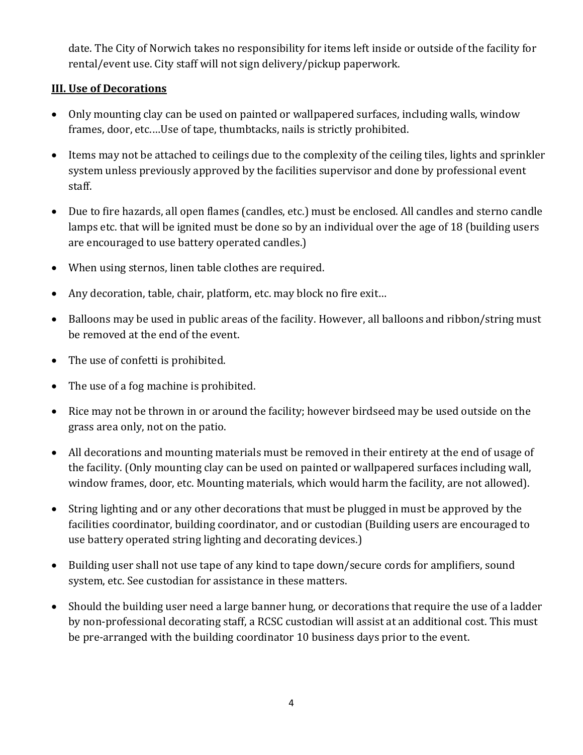date. The City of Norwich takes no responsibility for items left inside or outside of the facility for rental/event use. City staff will not sign delivery/pickup paperwork.

## **III. Use of Decorations**

- Only mounting clay can be used on painted or wallpapered surfaces, including walls, window frames, door, etc.…Use of tape, thumbtacks, nails is strictly prohibited.
- Items may not be attached to ceilings due to the complexity of the ceiling tiles, lights and sprinkler system unless previously approved by the facilities supervisor and done by professional event staff.
- Due to fire hazards, all open flames (candles, etc.) must be enclosed. All candles and sterno candle lamps etc. that will be ignited must be done so by an individual over the age of 18 (building users are encouraged to use battery operated candles.)
- When using sternos, linen table clothes are required.
- Any decoration, table, chair, platform, etc. may block no fire exit…
- Balloons may be used in public areas of the facility. However, all balloons and ribbon/string must be removed at the end of the event.
- The use of confetti is prohibited.
- The use of a fog machine is prohibited.
- Rice may not be thrown in or around the facility; however birdseed may be used outside on the grass area only, not on the patio.
- All decorations and mounting materials must be removed in their entirety at the end of usage of the facility. (Only mounting clay can be used on painted or wallpapered surfaces including wall, window frames, door, etc. Mounting materials, which would harm the facility, are not allowed).
- String lighting and or any other decorations that must be plugged in must be approved by the facilities coordinator, building coordinator, and or custodian (Building users are encouraged to use battery operated string lighting and decorating devices.)
- Building user shall not use tape of any kind to tape down/secure cords for amplifiers, sound system, etc. See custodian for assistance in these matters.
- Should the building user need a large banner hung, or decorations that require the use of a ladder by non-professional decorating staff, a RCSC custodian will assist at an additional cost. This must be pre-arranged with the building coordinator 10 business days prior to the event.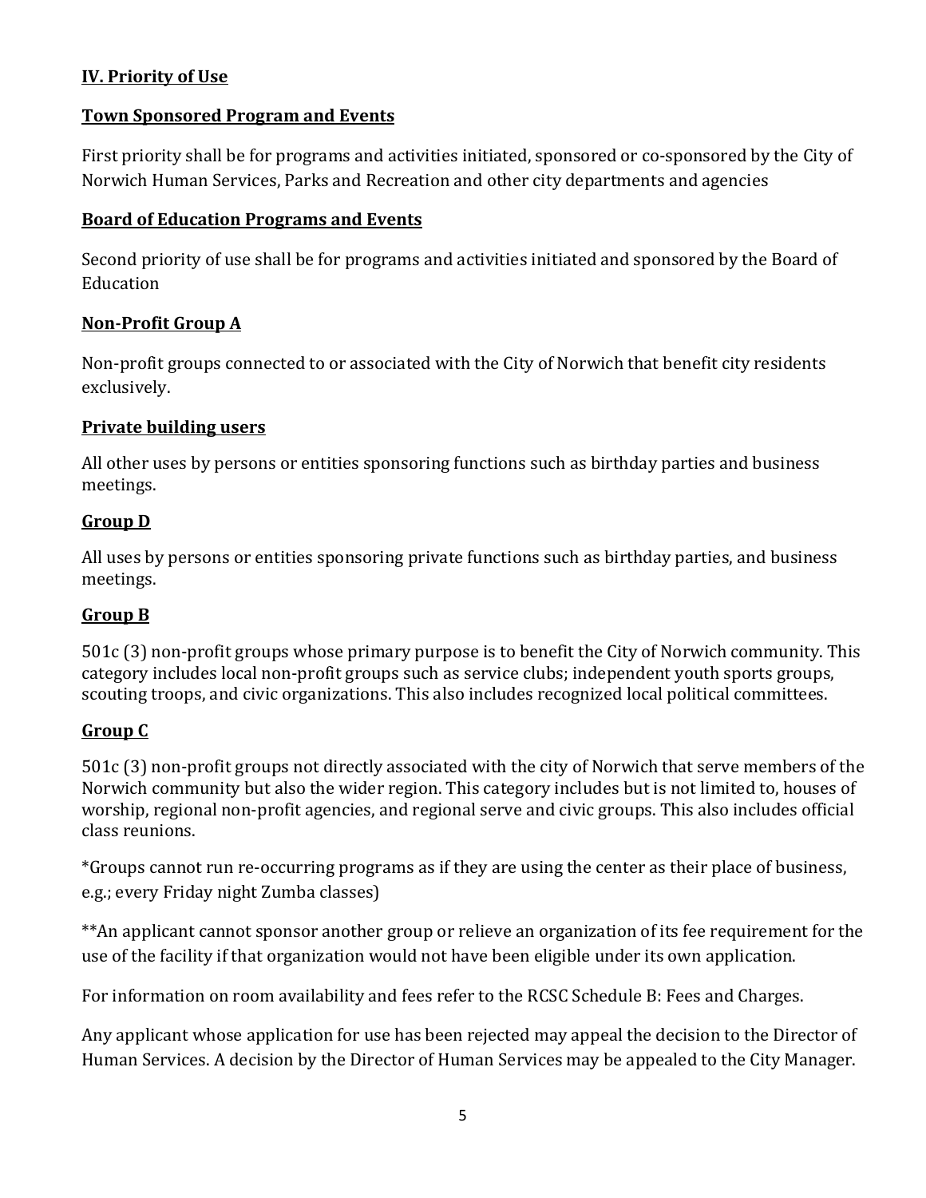**IV. Priority of Use**

**Town Sponsored Program and Events**

First priority shall be for programs and activities initiated, sponsored or co-sponsored by the City of Norwich Human Services, Parks and Recreation and other city departments and agencies

**Board of Education Programs and Events**

Second priority of use shall be for programs and activities initiated and sponsored by the Board of Education

**Non-Profit Group A**

Non-profit groups connected to or associated with the City of Norwich that benefit city residents exclusively.

**Private building users**

All other uses by persons or entities sponsoring functions such as birthday parties and business meetings.

**Group D**

All uses by persons or entities sponsoring private functions such as birthday parties, and business meetings.

**Group B**

501c (3) non-profit groups whose primary purpose is to benefit the City of Norwich community. This category includes local non-profit groups such as service clubs; independent youth sports groups, scouting troops, and civic organizations. This also includes recognized local political committees.

**Group C**

501c (3) non-profit groups not directly associated with the city of Norwich that serve members of the Norwich community but also the wider region. This category includes but is not limited to, houses of worship, regional non-profit agencies, and regional serve and civic groups. This also includes official class reunions.

*Groups cannot run re-occurring programs as if they are using the center as their place of business, e.g.; every Friday night Zumba classes)

**An applicant cannot sponsor another group or relieve an organization of its fee requirement for the use of the facility if that organization would not have been eligible under its own application.

For information on room availability and fees refer to the RCSC Schedule B: Fees and Charges.

Any applicant whose application for use has been rejected may appeal the decision to the Director of Human Services. A decision by the Director of Human Services may be appealed to the City Manager.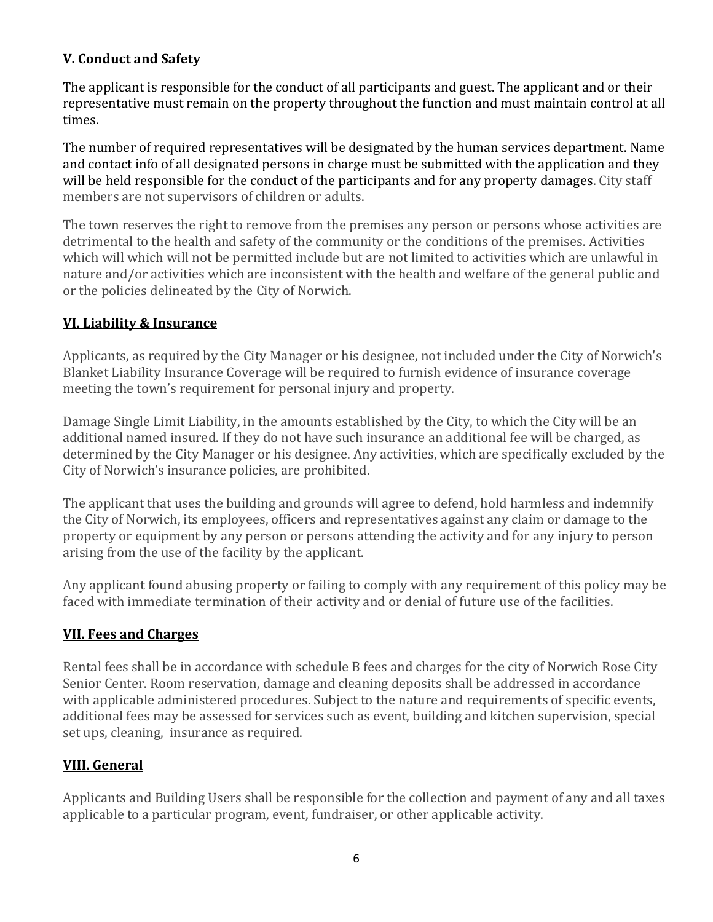### **V. Conduct and Safety**

The applicant is responsible for the conduct of all participants and guest. The applicant and or their representative must remain on the property throughout the function and must maintain control at all times.

The number of required representatives will be designated by the human services department. Name and contact info of all designated persons in charge must be submitted with the application and they will be held responsible for the conduct of the participants and for any property damages. City staff members are not supervisors of children or adults.

The town reserves the right to remove from the premises any person or persons whose activities are detrimental to the health and safety of the community or the conditions of the premises. Activities which will which will not be permitted include but are not limited to activities which are unlawful in nature and/or activities which are inconsistent with the health and welfare of the general public and or the policies delineated by the City of Norwich.

### **VI. Liability & Insurance**

Applicants, as required by the City Manager or his designee, not included under the City of Norwich's Blanket Liability Insurance Coverage will be required to furnish evidence of insurance coverage meeting the town's requirement for personal injury and property.

Damage Single Limit Liability, in the amounts established by the City, to which the City will be an additional named insured. If they do not have such insurance an additional fee will be charged, as determined by the City Manager or his designee. Any activities, which are specifically excluded by the City of Norwich's insurance policies, are prohibited.

The applicant that uses the building and grounds will agree to defend, hold harmless and indemnify the City of Norwich, its employees, officers and representatives against any claim or damage to the property or equipment by any person or persons attending the activity and for any injury to person arising from the use of the facility by the applicant.

Any applicant found abusing property or failing to comply with any requirement of this policy may be faced with immediate termination of their activity and or denial of future use of the facilities.

### **VII. Fees and Charges**

Rental fees shall be in accordance with schedule B fees and charges for the city of Norwich Rose City Senior Center. Room reservation, damage and cleaning deposits shall be addressed in accordance with applicable administered procedures. Subject to the nature and requirements of specific events, additional fees may be assessed for services such as event, building and kitchen supervision, special set ups, cleaning, insurance as required.

### **VIII. General**

Applicants and Building Users shall be responsible for the collection and payment of any and all taxes applicable to a particular program, event, fundraiser, or other applicable activity.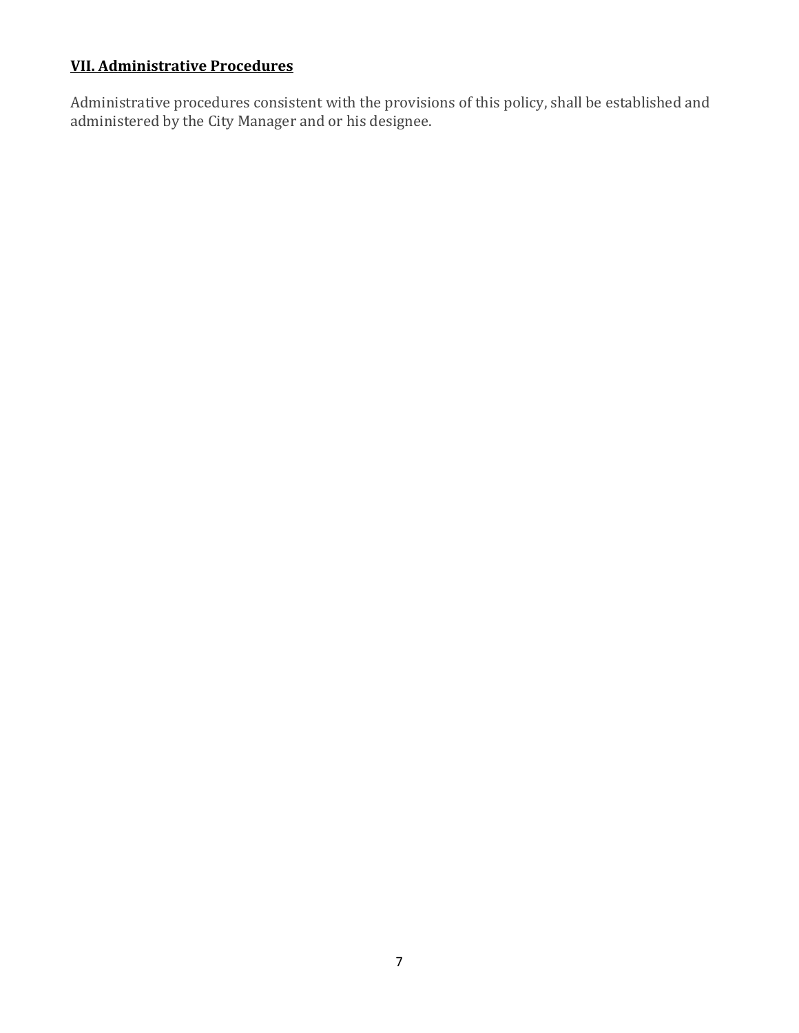## **VII. Administrative Procedures**

Administrative procedures consistent with the provisions of this policy, shall be established and administered by the City Manager and or his designee.